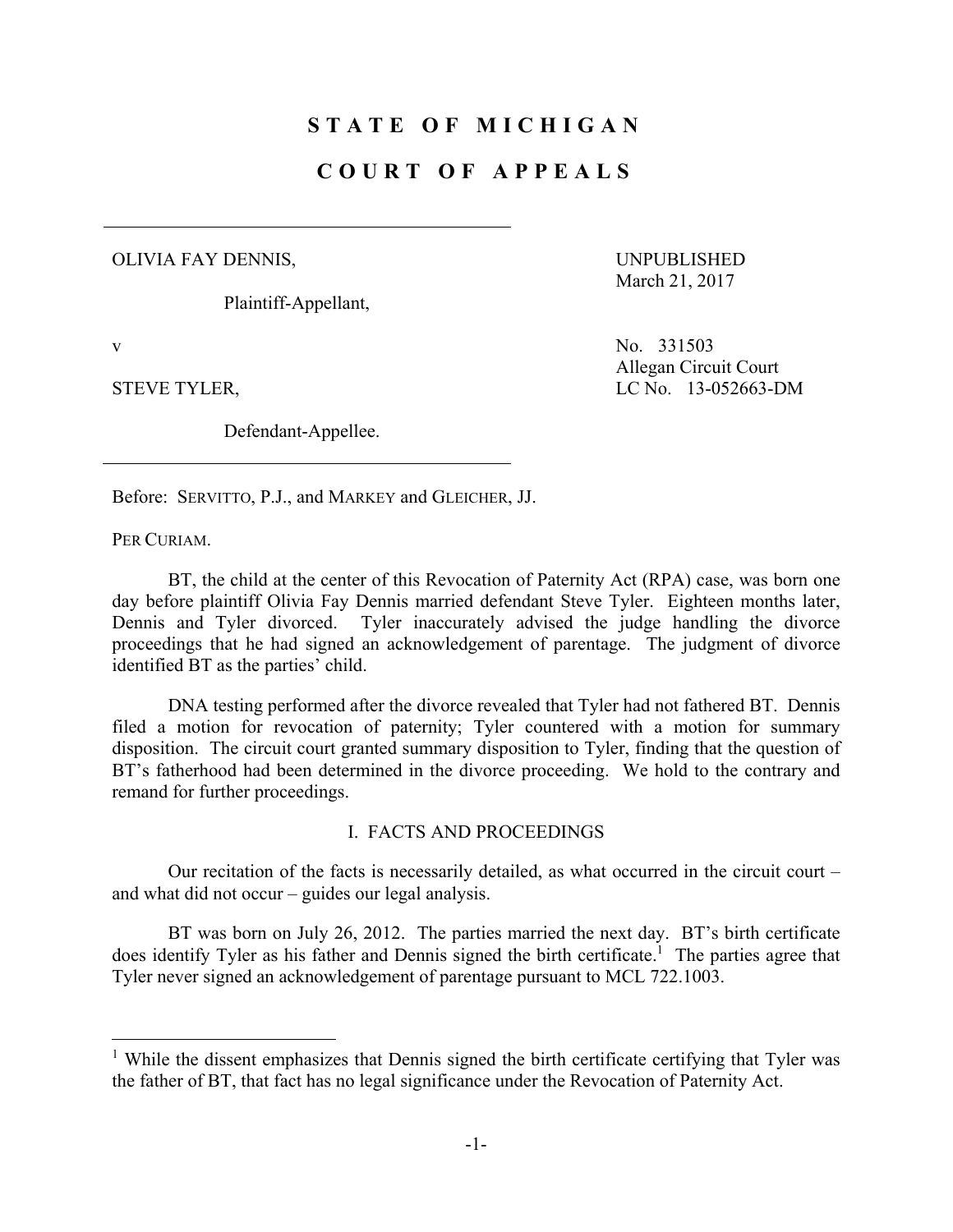# STATE OF MICHIGAN

# COURT OF APPEALS

---

OLIVIA FAY DENNIS,

Plaintiff-Appellant,

v

STEVE TYLER,

Defendant-Appellee.

---

UNPUBLISHED
March 21, 2017

No. 331503
Allegan Circuit Court
LC No. 13-052663-DM

Before: SERVITTO, P.J., and MARKEY and GLEICHER, JJ.

PER CURIAM.

BT, the child at the center of this Revocation of Paternity Act (RPA) case, was born one day before plaintiff Olivia Fay Dennis married defendant Steve Tyler. Eighteen months later, Dennis and Tyler divorced. Tyler inaccurately advised the judge handling the divorce proceedings that he had signed an acknowledgement of parentage. The judgment of divorce identified BT as the parties' child.

DNA testing performed after the divorce revealed that Tyler had not fathered BT. Dennis filed a motion for revocation of paternity; Tyler countered with a motion for summary disposition. The circuit court granted summary disposition to Tyler, finding that the question of BT's fatherhood had been determined in the divorce proceeding. We hold to the contrary and remand for further proceedings.

## I. FACTS AND PROCEEDINGS

Our recitation of the facts is necessarily detailed, as what occurred in the circuit court – and what did not occur – guides our legal analysis.

BT was born on July 26, 2012. The parties married the next day. BT's birth certificate does identify Tyler as his father and Dennis signed the birth certificate.[1] The parties agree that Tyler never signed an acknowledgement of parentage pursuant to MCL 722.1003.

---

[1] While the dissent emphasizes that Dennis signed the birth certificate certifying that Tyler was the father of BT, that fact has no legal significance under the Revocation of Paternity Act.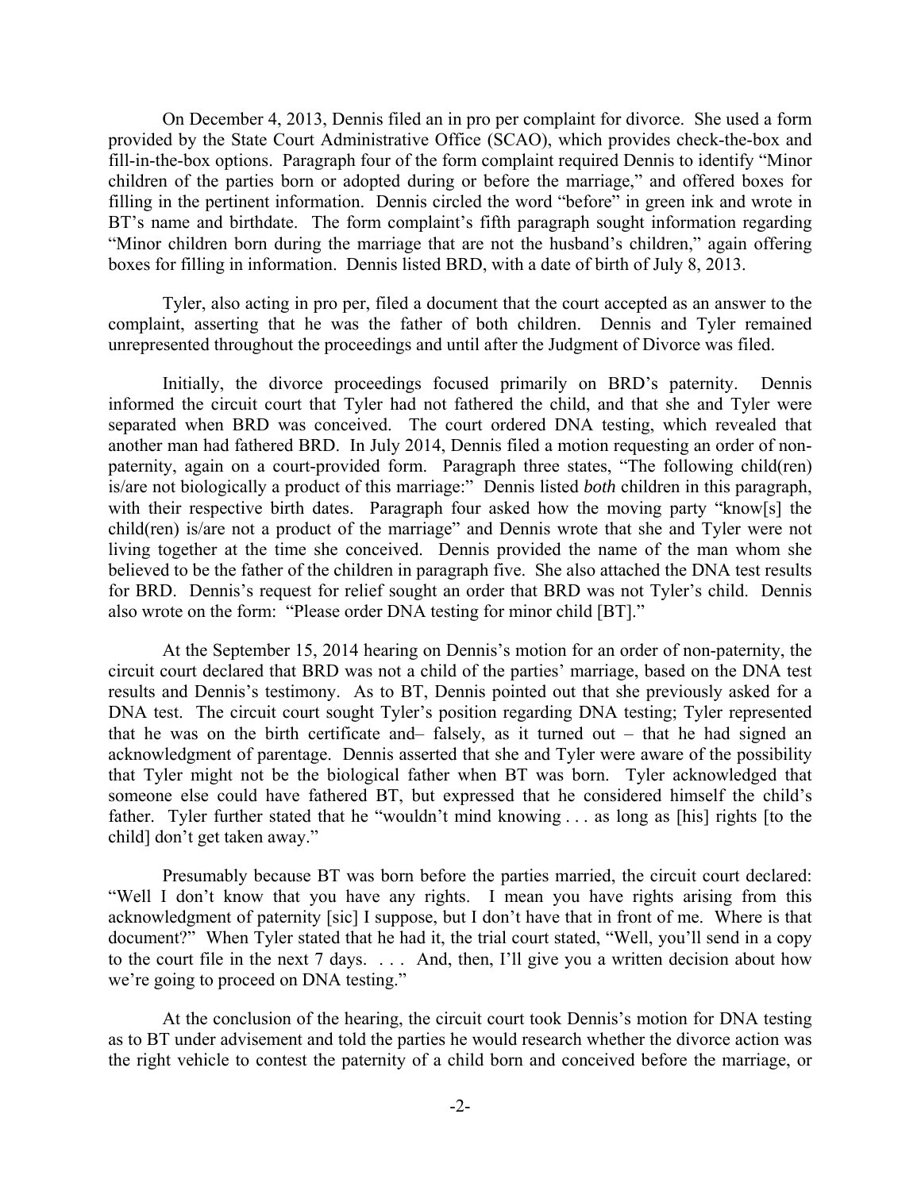On December 4, 2013, Dennis filed an in pro per complaint for divorce. She used a form provided by the State Court Administrative Office (SCAO), which provides check-the-box and fill-in-the-box options. Paragraph four of the form complaint required Dennis to identify "Minor children of the parties born or adopted during or before the marriage," and offered boxes for filling in the pertinent information. Dennis circled the word "before" in green ink and wrote in BT's name and birthdate. The form complaint's fifth paragraph sought information regarding "Minor children born during the marriage that are not the husband's children," again offering boxes for filling in information. Dennis listed BRD, with a date of birth of July 8, 2013.

Tyler, also acting in pro per, filed a document that the court accepted as an answer to the complaint, asserting that he was the father of both children. Dennis and Tyler remained unrepresented throughout the proceedings and until after the Judgment of Divorce was filed.

Initially, the divorce proceedings focused primarily on BRD's paternity. Dennis informed the circuit court that Tyler had not fathered the child, and that she and Tyler were separated when BRD was conceived. The court ordered DNA testing, which revealed that another man had fathered BRD. In July 2014, Dennis filed a motion requesting an order of non-paternity, again on a court-provided form. Paragraph three states, "The following child(ren) is/are not biologically a product of this marriage:" Dennis listed *both* children in this paragraph, with their respective birth dates. Paragraph four asked how the moving party "know[s] the child(ren) is/are not a product of the marriage" and Dennis wrote that she and Tyler were not living together at the time she conceived. Dennis provided the name of the man whom she believed to be the father of the children in paragraph five. She also attached the DNA test results for BRD. Dennis's request for relief sought an order that BRD was not Tyler's child. Dennis also wrote on the form: "Please order DNA testing for minor child [BT]."

At the September 15, 2014 hearing on Dennis's motion for an order of non-paternity, the circuit court declared that BRD was not a child of the parties' marriage, based on the DNA test results and Dennis's testimony. As to BT, Dennis pointed out that she previously asked for a DNA test. The circuit court sought Tyler's position regarding DNA testing; Tyler represented that he was on the birth certificate and– falsely, as it turned out – that he had signed an acknowledgment of parentage. Dennis asserted that she and Tyler were aware of the possibility that Tyler might not be the biological father when BT was born. Tyler acknowledged that someone else could have fathered BT, but expressed that he considered himself the child's father. Tyler further stated that he "wouldn't mind knowing . . . as long as [his] rights [to the child] don't get taken away."

Presumably because BT was born before the parties married, the circuit court declared: "Well I don't know that you have any rights. I mean you have rights arising from this acknowledgment of paternity [sic] I suppose, but I don't have that in front of me. Where is that document?" When Tyler stated that he had it, the trial court stated, "Well, you'll send in a copy to the court file in the next 7 days. . . . And, then, I'll give you a written decision about how we're going to proceed on DNA testing."

At the conclusion of the hearing, the circuit court took Dennis's motion for DNA testing as to BT under advisement and told the parties he would research whether the divorce action was the right vehicle to contest the paternity of a child born and conceived before the marriage, or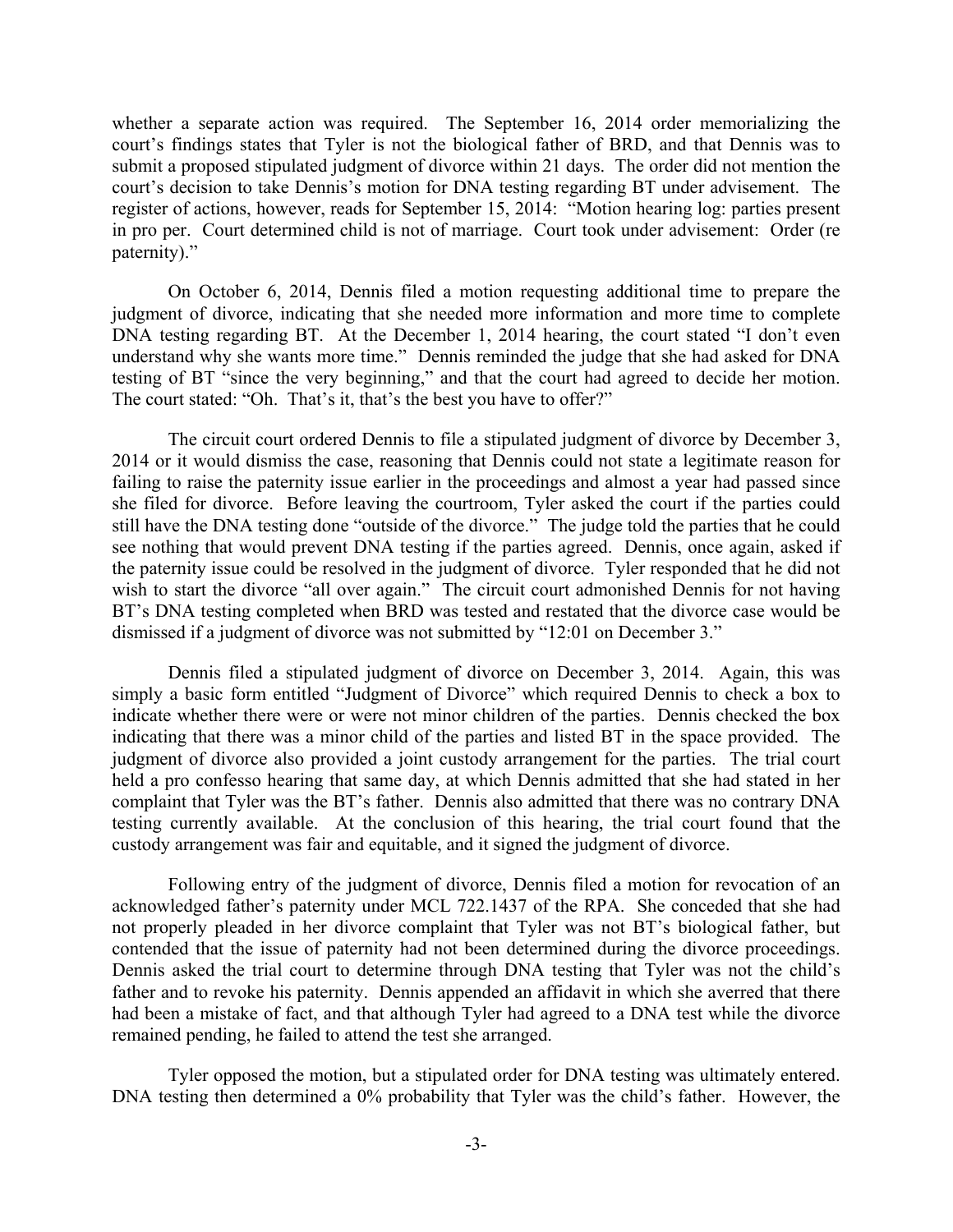whether a separate action was required. The September 16, 2014 order memorializing the court's findings states that Tyler is not the biological father of BRD, and that Dennis was to submit a proposed stipulated judgment of divorce within 21 days. The order did not mention the court's decision to take Dennis's motion for DNA testing regarding BT under advisement. The register of actions, however, reads for September 15, 2014: "Motion hearing log: parties present in pro per. Court determined child is not of marriage. Court took under advisement: Order (re paternity)."

On October 6, 2014, Dennis filed a motion requesting additional time to prepare the judgment of divorce, indicating that she needed more information and more time to complete DNA testing regarding BT. At the December 1, 2014 hearing, the court stated "I don't even understand why she wants more time." Dennis reminded the judge that she had asked for DNA testing of BT "since the very beginning," and that the court had agreed to decide her motion. The court stated: "Oh. That's it, that's the best you have to offer?"

The circuit court ordered Dennis to file a stipulated judgment of divorce by December 3, 2014 or it would dismiss the case, reasoning that Dennis could not state a legitimate reason for failing to raise the paternity issue earlier in the proceedings and almost a year had passed since she filed for divorce. Before leaving the courtroom, Tyler asked the court if the parties could still have the DNA testing done "outside of the divorce." The judge told the parties that he could see nothing that would prevent DNA testing if the parties agreed. Dennis, once again, asked if the paternity issue could be resolved in the judgment of divorce. Tyler responded that he did not wish to start the divorce "all over again." The circuit court admonished Dennis for not having BT's DNA testing completed when BRD was tested and restated that the divorce case would be dismissed if a judgment of divorce was not submitted by "12:01 on December 3."

Dennis filed a stipulated judgment of divorce on December 3, 2014. Again, this was simply a basic form entitled "Judgment of Divorce" which required Dennis to check a box to indicate whether there were or were not minor children of the parties. Dennis checked the box indicating that there was a minor child of the parties and listed BT in the space provided. The judgment of divorce also provided a joint custody arrangement for the parties. The trial court held a pro confesso hearing that same day, at which Dennis admitted that she had stated in her complaint that Tyler was the BT's father. Dennis also admitted that there was no contrary DNA testing currently available. At the conclusion of this hearing, the trial court found that the custody arrangement was fair and equitable, and it signed the judgment of divorce.

Following entry of the judgment of divorce, Dennis filed a motion for revocation of an acknowledged father's paternity under MCL 722.1437 of the RPA. She conceded that she had not properly pleaded in her divorce complaint that Tyler was not BT's biological father, but contended that the issue of paternity had not been determined during the divorce proceedings. Dennis asked the trial court to determine through DNA testing that Tyler was not the child's father and to revoke his paternity. Dennis appended an affidavit in which she averred that there had been a mistake of fact, and that although Tyler had agreed to a DNA test while the divorce remained pending, he failed to attend the test she arranged.

Tyler opposed the motion, but a stipulated order for DNA testing was ultimately entered. DNA testing then determined a 0% probability that Tyler was the child's father. However, the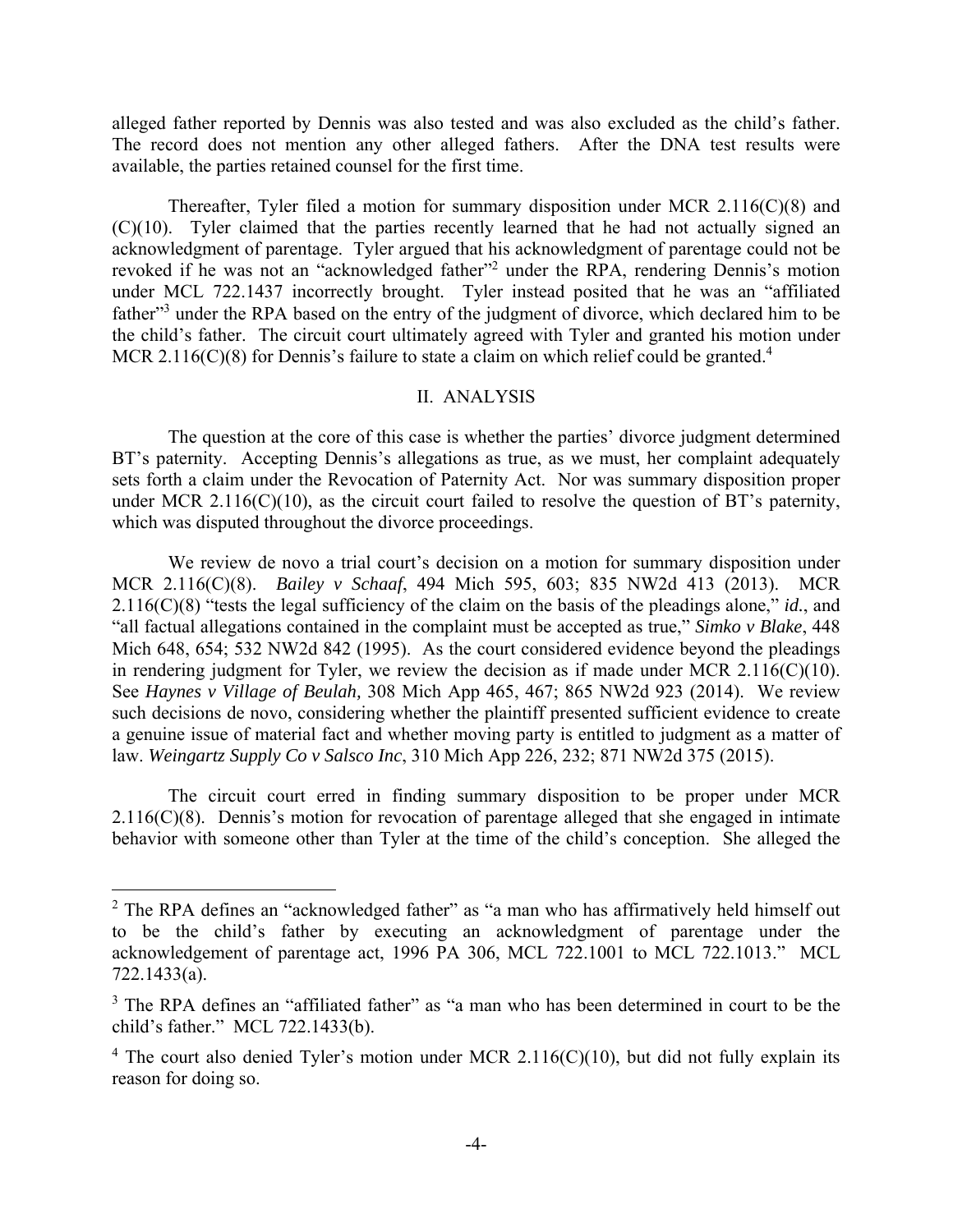alleged father reported by Dennis was also tested and was also excluded as the child's father. The record does not mention any other alleged fathers. After the DNA test results were available, the parties retained counsel for the first time.

Thereafter, Tyler filed a motion for summary disposition under MCR 2.116(C)(8) and (C)(10). Tyler claimed that the parties recently learned that he had not actually signed an acknowledgment of parentage. Tyler argued that his acknowledgment of parentage could not be revoked if he was not an "acknowledged father"[2] under the RPA, rendering Dennis's motion under MCL 722.1437 incorrectly brought. Tyler instead posited that he was an "affiliated father"[3] under the RPA based on the entry of the judgment of divorce, which declared him to be the child's father. The circuit court ultimately agreed with Tyler and granted his motion under MCR 2.116(C)(8) for Dennis's failure to state a claim on which relief could be granted.[4]

## II. ANALYSIS

The question at the core of this case is whether the parties' divorce judgment determined BT's paternity. Accepting Dennis's allegations as true, as we must, her complaint adequately sets forth a claim under the Revocation of Paternity Act. Nor was summary disposition proper under MCR 2.116(C)(10), as the circuit court failed to resolve the question of BT's paternity, which was disputed throughout the divorce proceedings.

We review de novo a trial court's decision on a motion for summary disposition under MCR 2.116(C)(8). *Bailey v Schaaf*, 494 Mich 595, 603; 835 NW2d 413 (2013). MCR 2.116(C)(8) "tests the legal sufficiency of the claim on the basis of the pleadings alone," *id.*, and "all factual allegations contained in the complaint must be accepted as true," *Simko v Blake*, 448 Mich 648, 654; 532 NW2d 842 (1995). As the court considered evidence beyond the pleadings in rendering judgment for Tyler, we review the decision as if made under MCR 2.116(C)(10). See *Haynes v Village of Beulah,* 308 Mich App 465, 467; 865 NW2d 923 (2014). We review such decisions de novo, considering whether the plaintiff presented sufficient evidence to create a genuine issue of material fact and whether moving party is entitled to judgment as a matter of law. *Weingartz Supply Co v Salsco Inc*, 310 Mich App 226, 232; 871 NW2d 375 (2015).

The circuit court erred in finding summary disposition to be proper under MCR 2.116(C)(8). Dennis's motion for revocation of parentage alleged that she engaged in intimate behavior with someone other than Tyler at the time of the child's conception. She alleged the

---

[2] The RPA defines an "acknowledged father" as "a man who has affirmatively held himself out to be the child's father by executing an acknowledgment of parentage under the acknowledgement of parentage act, 1996 PA 306, MCL 722.1001 to MCL 722.1013." MCL 722.1433(a).

[3] The RPA defines an "affiliated father" as "a man who has been determined in court to be the child's father." MCL 722.1433(b).

[4] The court also denied Tyler's motion under MCR 2.116(C)(10), but did not fully explain its reason for doing so.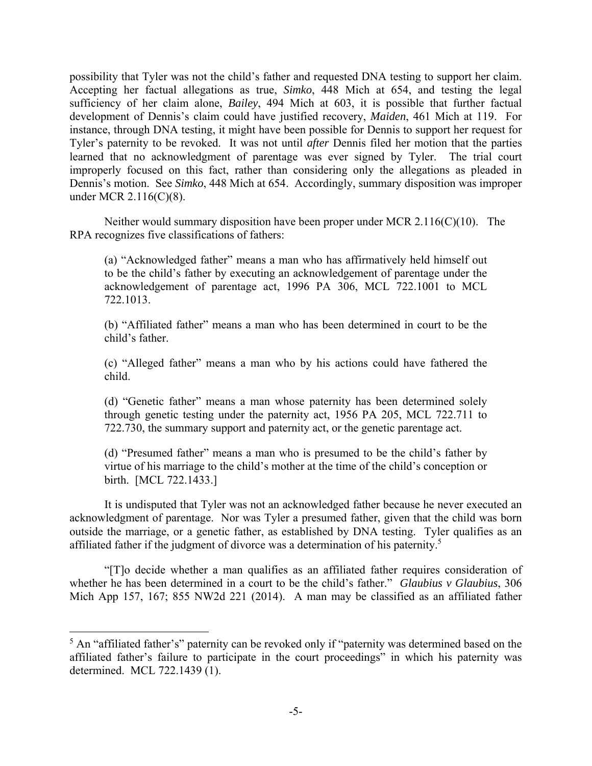possibility that Tyler was not the child's father and requested DNA testing to support her claim. Accepting her factual allegations as true, *Simko*, 448 Mich at 654, and testing the legal sufficiency of her claim alone, *Bailey*, 494 Mich at 603, it is possible that further factual development of Dennis's claim could have justified recovery, *Maiden*, 461 Mich at 119. For instance, through DNA testing, it might have been possible for Dennis to support her request for Tyler's paternity to be revoked. It was not until *after* Dennis filed her motion that the parties learned that no acknowledgment of parentage was ever signed by Tyler. The trial court improperly focused on this fact, rather than considering only the allegations as pleaded in Dennis's motion. See *Simko*, 448 Mich at 654. Accordingly, summary disposition was improper under MCR 2.116(C)(8).

Neither would summary disposition have been proper under MCR 2.116(C)(10). The RPA recognizes five classifications of fathers:

> (a) "Acknowledged father" means a man who has affirmatively held himself out to be the child's father by executing an acknowledgement of parentage under the acknowledgement of parentage act, 1996 PA 306, MCL 722.1001 to MCL 722.1013.
>
> (b) "Affiliated father" means a man who has been determined in court to be the child's father.
>
> (c) "Alleged father" means a man who by his actions could have fathered the child.
>
> (d) "Genetic father" means a man whose paternity has been determined solely through genetic testing under the paternity act, 1956 PA 205, MCL 722.711 to 722.730, the summary support and paternity act, or the genetic parentage act.
>
> (d) "Presumed father" means a man who is presumed to be the child's father by virtue of his marriage to the child's mother at the time of the child's conception or birth. [MCL 722.1433.]

It is undisputed that Tyler was not an acknowledged father because he never executed an acknowledgment of parentage. Nor was Tyler a presumed father, given that the child was born outside the marriage, or a genetic father, as established by DNA testing. Tyler qualifies as an affiliated father if the judgment of divorce was a determination of his paternity.[5]

"[T]o decide whether a man qualifies as an affiliated father requires consideration of whether he has been determined in a court to be the child's father." *Glaubius v Glaubius*, 306 Mich App 157, 167; 855 NW2d 221 (2014). A man may be classified as an affiliated father

---

[5] An "affiliated father's" paternity can be revoked only if "paternity was determined based on the affiliated father's failure to participate in the court proceedings" in which his paternity was determined. MCL 722.1439 (1).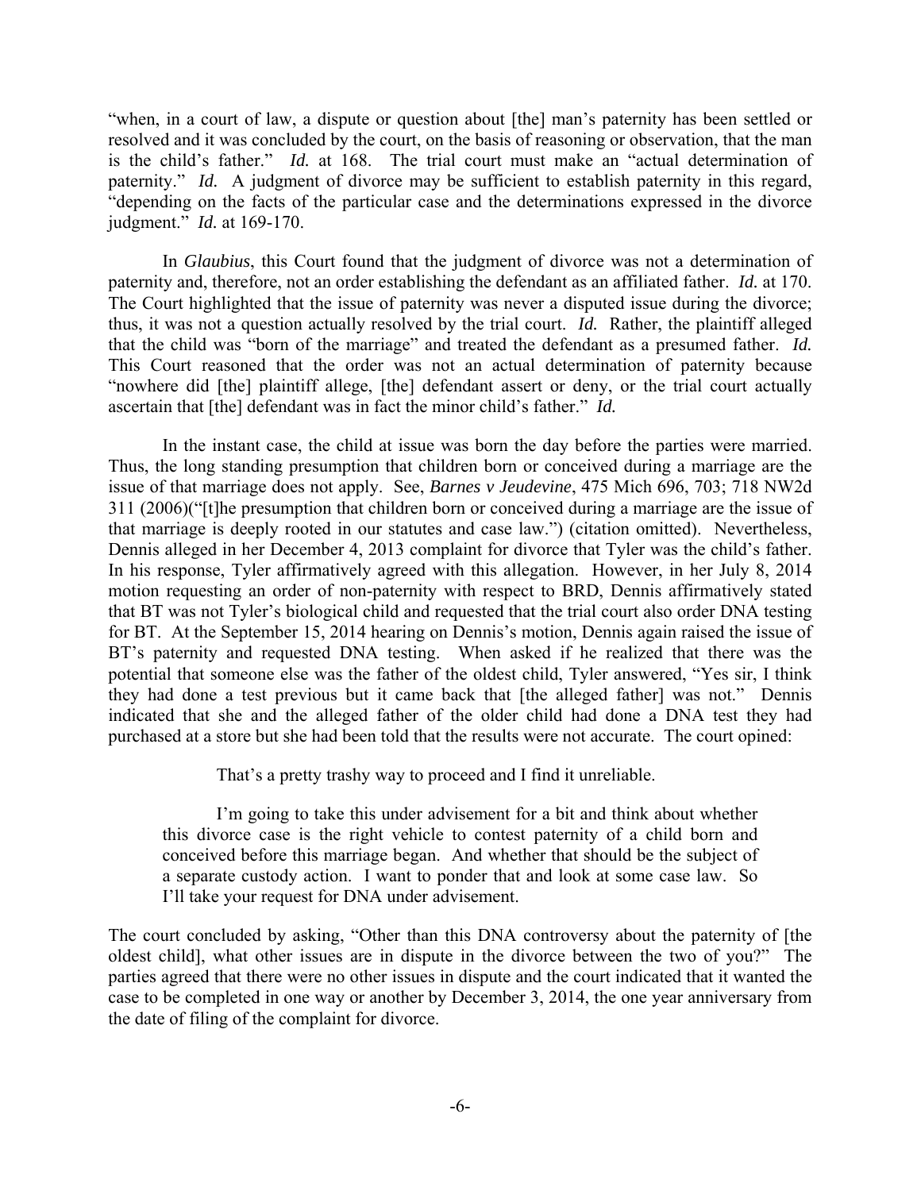"when, in a court of law, a dispute or question about [the] man's paternity has been settled or resolved and it was concluded by the court, on the basis of reasoning or observation, that the man is the child's father." *Id.* at 168. The trial court must make an "actual determination of paternity." *Id.* A judgment of divorce may be sufficient to establish paternity in this regard, "depending on the facts of the particular case and the determinations expressed in the divorce judgment." *Id.* at 169-170.

In *Glaubius*, this Court found that the judgment of divorce was not a determination of paternity and, therefore, not an order establishing the defendant as an affiliated father. *Id.* at 170. The Court highlighted that the issue of paternity was never a disputed issue during the divorce; thus, it was not a question actually resolved by the trial court. *Id.* Rather, the plaintiff alleged that the child was "born of the marriage" and treated the defendant as a presumed father. *Id.* This Court reasoned that the order was not an actual determination of paternity because "nowhere did [the] plaintiff allege, [the] defendant assert or deny, or the trial court actually ascertain that [the] defendant was in fact the minor child's father." *Id.*

In the instant case, the child at issue was born the day before the parties were married. Thus, the long standing presumption that children born or conceived during a marriage are the issue of that marriage does not apply. See, *Barnes v Jeudevine*, 475 Mich 696, 703; 718 NW2d 311 (2006)("[t]he presumption that children born or conceived during a marriage are the issue of that marriage is deeply rooted in our statutes and case law.") (citation omitted). Nevertheless, Dennis alleged in her December 4, 2013 complaint for divorce that Tyler was the child's father. In his response, Tyler affirmatively agreed with this allegation. However, in her July 8, 2014 motion requesting an order of non-paternity with respect to BRD, Dennis affirmatively stated that BT was not Tyler's biological child and requested that the trial court also order DNA testing for BT. At the September 15, 2014 hearing on Dennis's motion, Dennis again raised the issue of BT's paternity and requested DNA testing. When asked if he realized that there was the potential that someone else was the father of the oldest child, Tyler answered, "Yes sir, I think they had done a test previous but it came back that [the alleged father] was not." Dennis indicated that she and the alleged father of the older child had done a DNA test they had purchased at a store but she had been told that the results were not accurate. The court opined:

> That's a pretty trashy way to proceed and I find it unreliable.
>
> I'm going to take this under advisement for a bit and think about whether this divorce case is the right vehicle to contest paternity of a child born and conceived before this marriage began. And whether that should be the subject of a separate custody action. I want to ponder that and look at some case law. So I'll take your request for DNA under advisement.

The court concluded by asking, "Other than this DNA controversy about the paternity of [the oldest child], what other issues are in dispute in the divorce between the two of you?" The parties agreed that there were no other issues in dispute and the court indicated that it wanted the case to be completed in one way or another by December 3, 2014, the one year anniversary from the date of filing of the complaint for divorce.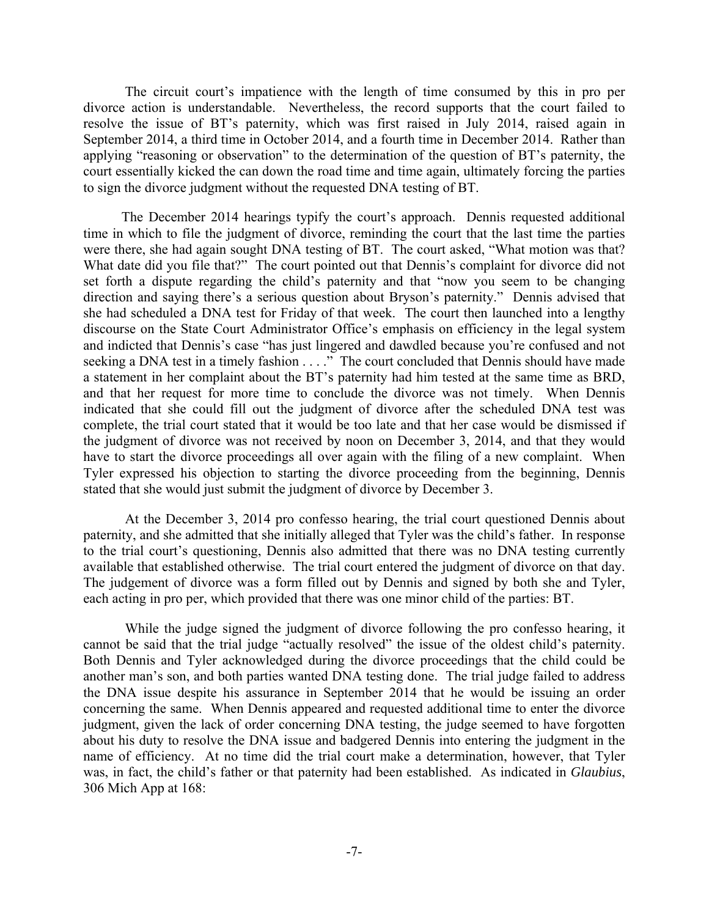The circuit court's impatience with the length of time consumed by this in pro per divorce action is understandable. Nevertheless, the record supports that the court failed to resolve the issue of BT's paternity, which was first raised in July 2014, raised again in September 2014, a third time in October 2014, and a fourth time in December 2014. Rather than applying "reasoning or observation" to the determination of the question of BT's paternity, the court essentially kicked the can down the road time and time again, ultimately forcing the parties to sign the divorce judgment without the requested DNA testing of BT.

The December 2014 hearings typify the court's approach. Dennis requested additional time in which to file the judgment of divorce, reminding the court that the last time the parties were there, she had again sought DNA testing of BT. The court asked, "What motion was that? What date did you file that?" The court pointed out that Dennis's complaint for divorce did not set forth a dispute regarding the child's paternity and that "now you seem to be changing direction and saying there's a serious question about Bryson's paternity." Dennis advised that she had scheduled a DNA test for Friday of that week. The court then launched into a lengthy discourse on the State Court Administrator Office's emphasis on efficiency in the legal system and indicted that Dennis's case "has just lingered and dawdled because you're confused and not seeking a DNA test in a timely fashion . . . ." The court concluded that Dennis should have made a statement in her complaint about the BT's paternity had him tested at the same time as BRD, and that her request for more time to conclude the divorce was not timely. When Dennis indicated that she could fill out the judgment of divorce after the scheduled DNA test was complete, the trial court stated that it would be too late and that her case would be dismissed if the judgment of divorce was not received by noon on December 3, 2014, and that they would have to start the divorce proceedings all over again with the filing of a new complaint. When Tyler expressed his objection to starting the divorce proceeding from the beginning, Dennis stated that she would just submit the judgment of divorce by December 3.

At the December 3, 2014 pro confesso hearing, the trial court questioned Dennis about paternity, and she admitted that she initially alleged that Tyler was the child's father. In response to the trial court's questioning, Dennis also admitted that there was no DNA testing currently available that established otherwise. The trial court entered the judgment of divorce on that day. The judgement of divorce was a form filled out by Dennis and signed by both she and Tyler, each acting in pro per, which provided that there was one minor child of the parties: BT.

While the judge signed the judgment of divorce following the pro confesso hearing, it cannot be said that the trial judge "actually resolved" the issue of the oldest child's paternity. Both Dennis and Tyler acknowledged during the divorce proceedings that the child could be another man's son, and both parties wanted DNA testing done. The trial judge failed to address the DNA issue despite his assurance in September 2014 that he would be issuing an order concerning the same. When Dennis appeared and requested additional time to enter the divorce judgment, given the lack of order concerning DNA testing, the judge seemed to have forgotten about his duty to resolve the DNA issue and badgered Dennis into entering the judgment in the name of efficiency. At no time did the trial court make a determination, however, that Tyler was, in fact, the child's father or that paternity had been established. As indicated in *Glaubius*, 306 Mich App at 168: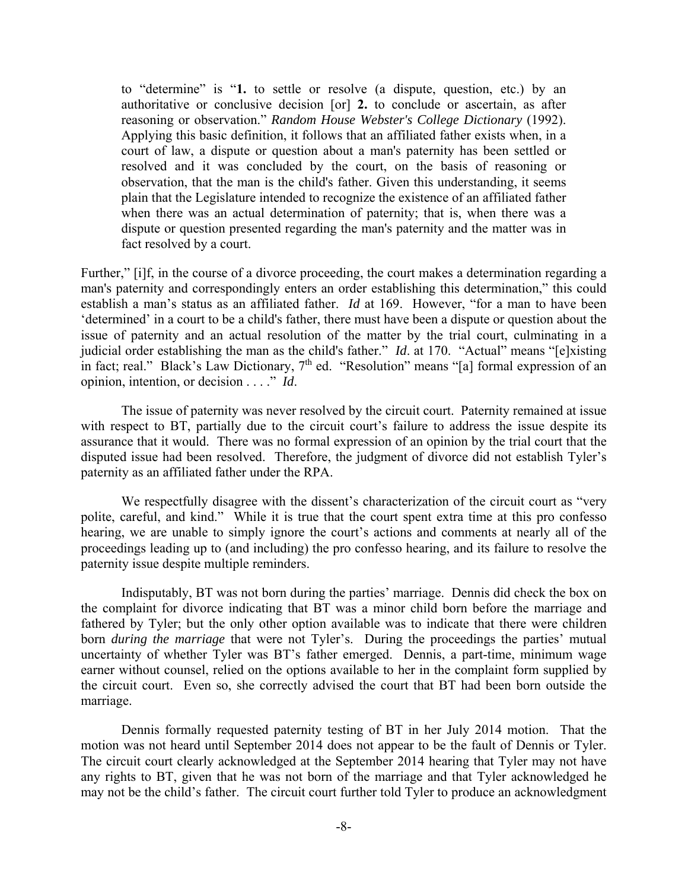> to "determine" is "**1.** to settle or resolve (a dispute, question, etc.) by an authoritative or conclusive decision [or] **2.** to conclude or ascertain, as after reasoning or observation." *Random House Webster's College Dictionary* (1992). Applying this basic definition, it follows that an affiliated father exists when, in a court of law, a dispute or question about a man's paternity has been settled or resolved and it was concluded by the court, on the basis of reasoning or observation, that the man is the child's father. Given this understanding, it seems plain that the Legislature intended to recognize the existence of an affiliated father when there was an actual determination of paternity; that is, when there was a dispute or question presented regarding the man's paternity and the matter was in fact resolved by a court.

Further," [i]f, in the course of a divorce proceeding, the court makes a determination regarding a man's paternity and correspondingly enters an order establishing this determination," this could establish a man's status as an affiliated father. *Id* at 169. However, "for a man to have been 'determined' in a court to be a child's father, there must have been a dispute or question about the issue of paternity and an actual resolution of the matter by the trial court, culminating in a judicial order establishing the man as the child's father." *Id*. at 170. "Actual" means "[e]xisting in fact; real." Black's Law Dictionary, 7th ed. "Resolution" means "[a] formal expression of an opinion, intention, or decision . . . ." *Id*.

The issue of paternity was never resolved by the circuit court. Paternity remained at issue with respect to BT, partially due to the circuit court's failure to address the issue despite its assurance that it would. There was no formal expression of an opinion by the trial court that the disputed issue had been resolved. Therefore, the judgment of divorce did not establish Tyler's paternity as an affiliated father under the RPA.

We respectfully disagree with the dissent's characterization of the circuit court as "very polite, careful, and kind." While it is true that the court spent extra time at this pro confesso hearing, we are unable to simply ignore the court's actions and comments at nearly all of the proceedings leading up to (and including) the pro confesso hearing, and its failure to resolve the paternity issue despite multiple reminders.

Indisputably, BT was not born during the parties' marriage. Dennis did check the box on the complaint for divorce indicating that BT was a minor child born before the marriage and fathered by Tyler; but the only other option available was to indicate that there were children born *during the marriage* that were not Tyler's. During the proceedings the parties' mutual uncertainty of whether Tyler was BT's father emerged. Dennis, a part-time, minimum wage earner without counsel, relied on the options available to her in the complaint form supplied by the circuit court. Even so, she correctly advised the court that BT had been born outside the marriage.

Dennis formally requested paternity testing of BT in her July 2014 motion. That the motion was not heard until September 2014 does not appear to be the fault of Dennis or Tyler. The circuit court clearly acknowledged at the September 2014 hearing that Tyler may not have any rights to BT, given that he was not born of the marriage and that Tyler acknowledged he may not be the child's father. The circuit court further told Tyler to produce an acknowledgment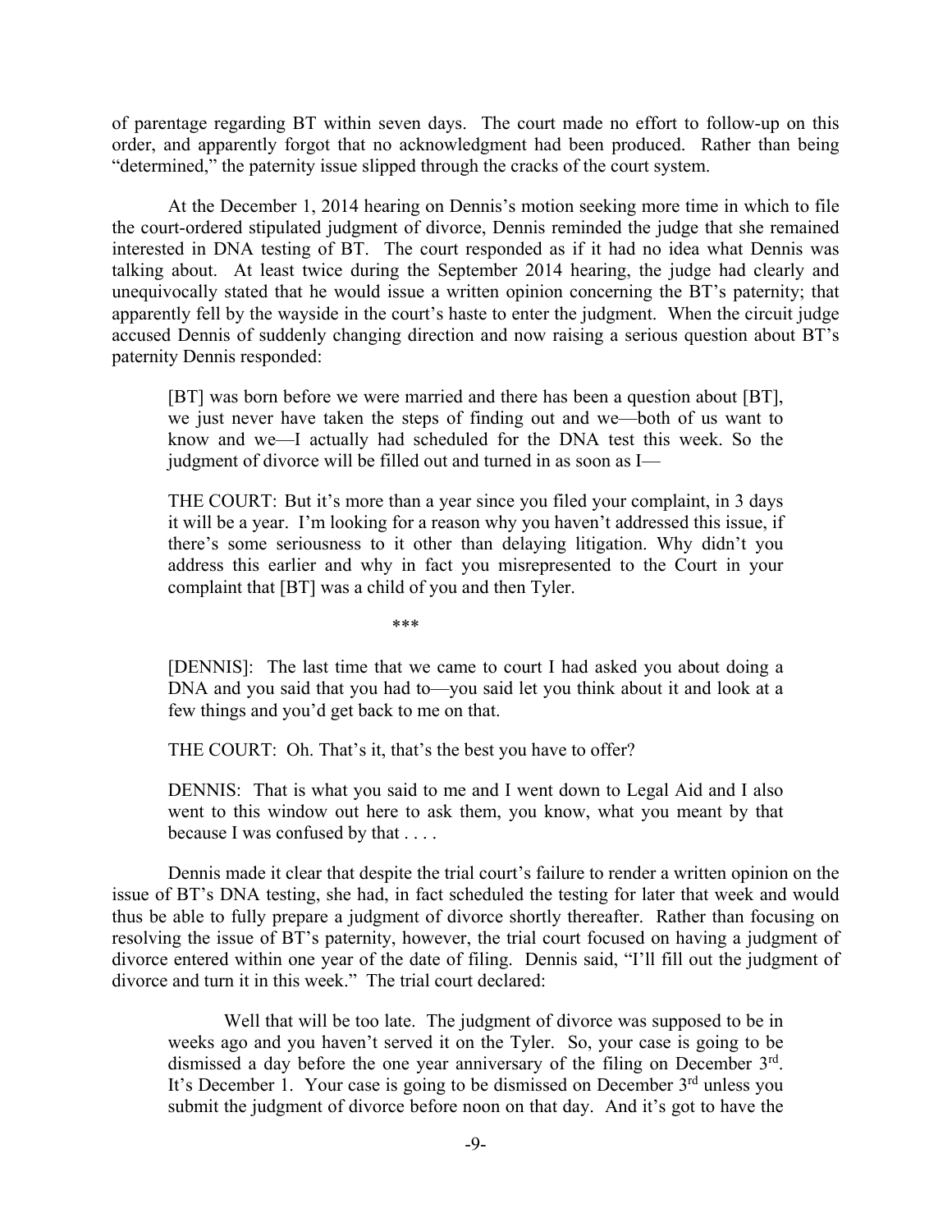of parentage regarding BT within seven days. The court made no effort to follow-up on this order, and apparently forgot that no acknowledgment had been produced. Rather than being "determined," the paternity issue slipped through the cracks of the court system.

At the December 1, 2014 hearing on Dennis's motion seeking more time in which to file the court-ordered stipulated judgment of divorce, Dennis reminded the judge that she remained interested in DNA testing of BT. The court responded as if it had no idea what Dennis was talking about. At least twice during the September 2014 hearing, the judge had clearly and unequivocally stated that he would issue a written opinion concerning the BT's paternity; that apparently fell by the wayside in the court's haste to enter the judgment. When the circuit judge accused Dennis of suddenly changing direction and now raising a serious question about BT's paternity Dennis responded:

> [BT] was born before we were married and there has been a question about [BT], we just never have taken the steps of finding out and we—both of us want to know and we—I actually had scheduled for the DNA test this week. So the judgment of divorce will be filled out and turned in as soon as I—
>
> THE COURT: But it's more than a year since you filed your complaint, in 3 days it will be a year. I'm looking for a reason why you haven't addressed this issue, if there's some seriousness to it other than delaying litigation. Why didn't you address this earlier and why in fact you misrepresented to the Court in your complaint that [BT] was a child of you and then Tyler.
>
> \*\*\*
>
> [DENNIS]: The last time that we came to court I had asked you about doing a DNA and you said that you had to—you said let you think about it and look at a few things and you'd get back to me on that.
>
> THE COURT: Oh. That's it, that's the best you have to offer?
>
> DENNIS: That is what you said to me and I went down to Legal Aid and I also went to this window out here to ask them, you know, what you meant by that because I was confused by that . . . .

Dennis made it clear that despite the trial court's failure to render a written opinion on the issue of BT's DNA testing, she had, in fact scheduled the testing for later that week and would thus be able to fully prepare a judgment of divorce shortly thereafter. Rather than focusing on resolving the issue of BT's paternity, however, the trial court focused on having a judgment of divorce entered within one year of the date of filing. Dennis said, "I'll fill out the judgment of divorce and turn it in this week." The trial court declared:

> Well that will be too late. The judgment of divorce was supposed to be in weeks ago and you haven't served it on the Tyler. So, your case is going to be dismissed a day before the one year anniversary of the filing on December 3rd. It's December 1. Your case is going to be dismissed on December 3rd unless you submit the judgment of divorce before noon on that day. And it's got to have the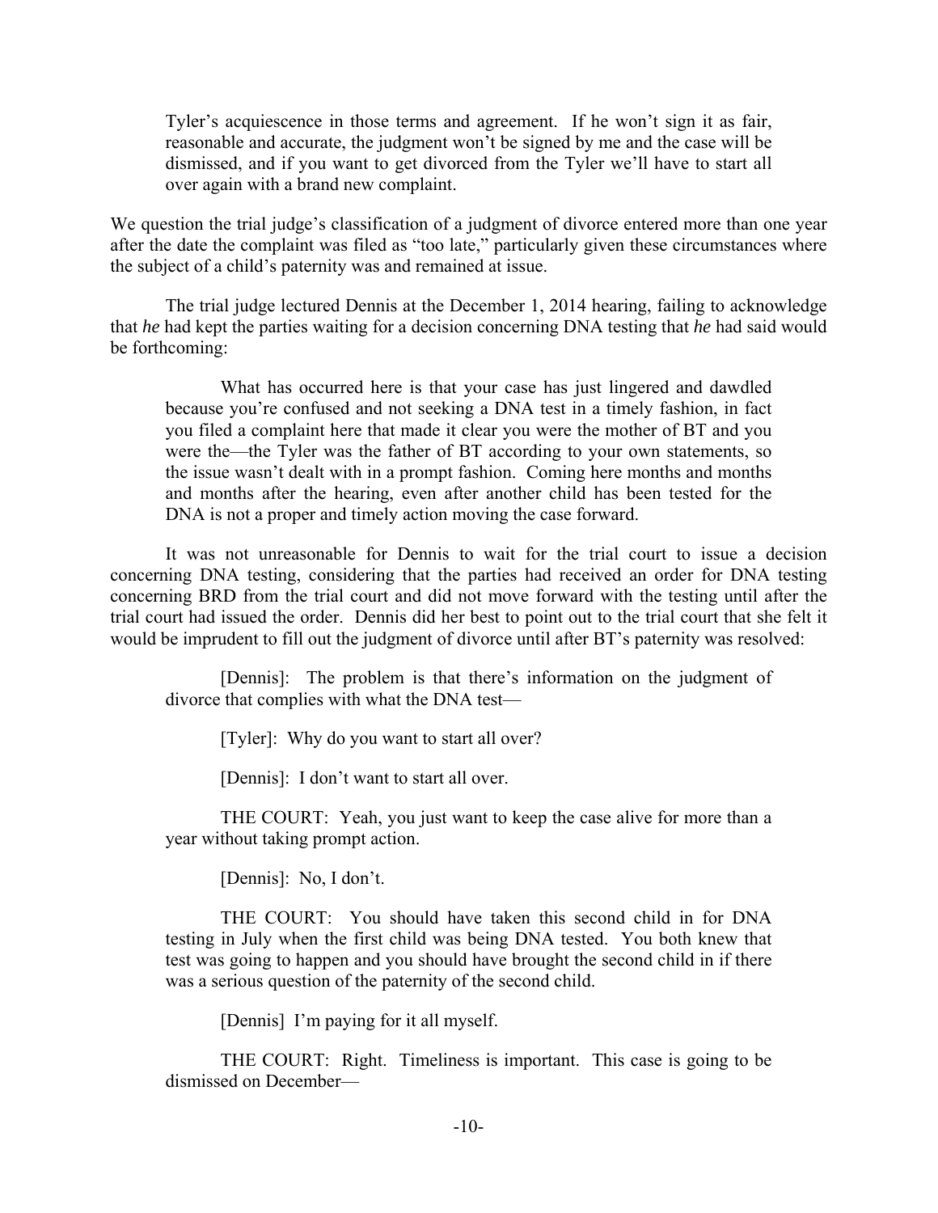> Tyler's acquiescence in those terms and agreement. If he won't sign it as fair, reasonable and accurate, the judgment won't be signed by me and the case will be dismissed, and if you want to get divorced from the Tyler we'll have to start all over again with a brand new complaint.

We question the trial judge's classification of a judgment of divorce entered more than one year after the date the complaint was filed as "too late," particularly given these circumstances where the subject of a child's paternity was and remained at issue.

The trial judge lectured Dennis at the December 1, 2014 hearing, failing to acknowledge that *he* had kept the parties waiting for a decision concerning DNA testing that *he* had said would be forthcoming:

> What has occurred here is that your case has just lingered and dawdled because you're confused and not seeking a DNA test in a timely fashion, in fact you filed a complaint here that made it clear you were the mother of BT and you were the—the Tyler was the father of BT according to your own statements, so the issue wasn't dealt with in a prompt fashion. Coming here months and months and months after the hearing, even after another child has been tested for the DNA is not a proper and timely action moving the case forward.

It was not unreasonable for Dennis to wait for the trial court to issue a decision concerning DNA testing, considering that the parties had received an order for DNA testing concerning BRD from the trial court and did not move forward with the testing until after the trial court had issued the order. Dennis did her best to point out to the trial court that she felt it would be imprudent to fill out the judgment of divorce until after BT's paternity was resolved:

> [Dennis]: The problem is that there's information on the judgment of divorce that complies with what the DNA test—
>
> [Tyler]: Why do you want to start all over?
>
> [Dennis]: I don't want to start all over.
>
> THE COURT: Yeah, you just want to keep the case alive for more than a year without taking prompt action.
>
> [Dennis]: No, I don't.
>
> THE COURT: You should have taken this second child in for DNA testing in July when the first child was being DNA tested. You both knew that test was going to happen and you should have brought the second child in if there was a serious question of the paternity of the second child.
>
> [Dennis] I'm paying for it all myself.
>
> THE COURT: Right. Timeliness is important. This case is going to be dismissed on December—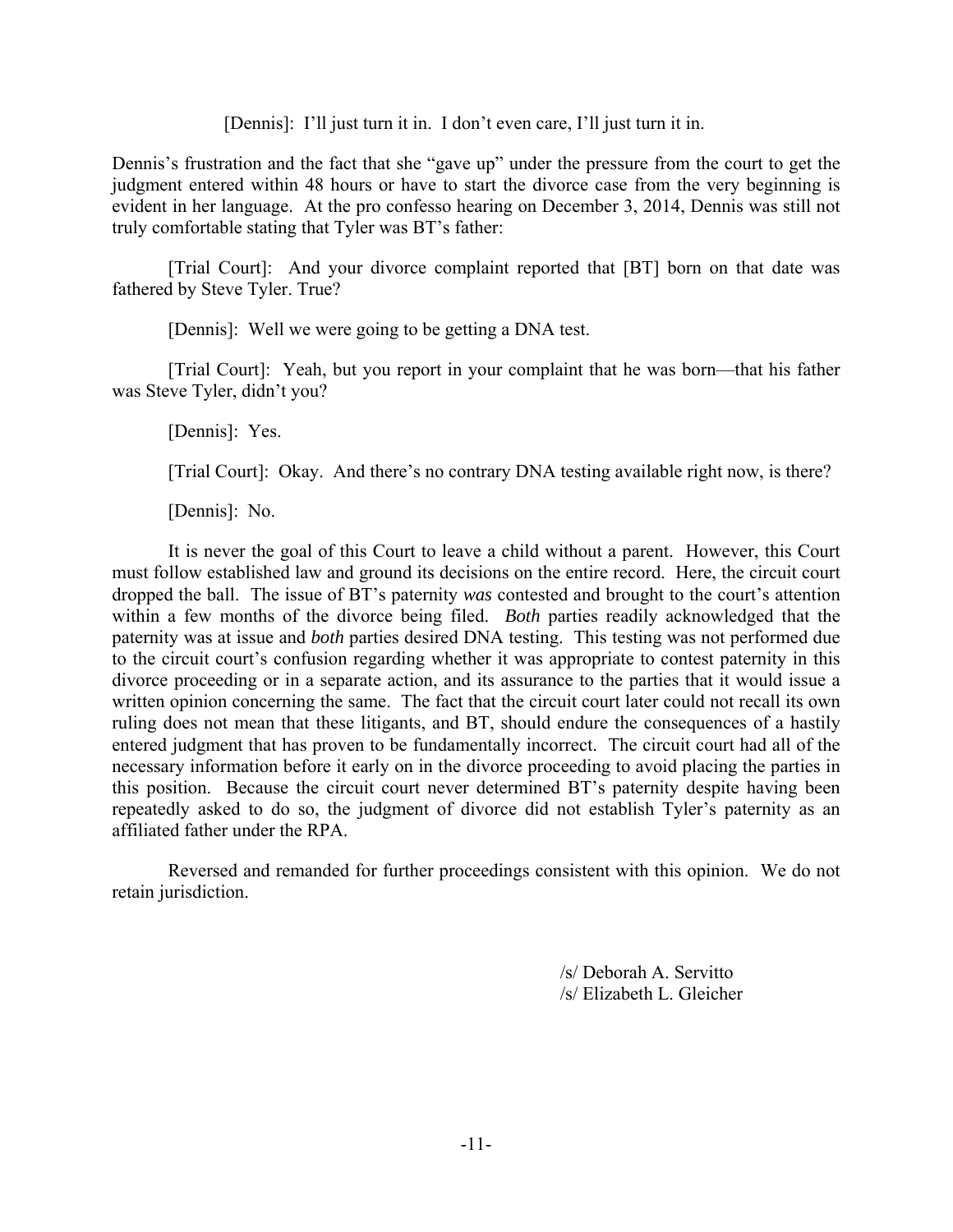[Dennis]: I'll just turn it in. I don't even care, I'll just turn it in.

Dennis's frustration and the fact that she "gave up" under the pressure from the court to get the judgment entered within 48 hours or have to start the divorce case from the very beginning is evident in her language. At the pro confesso hearing on December 3, 2014, Dennis was still not truly comfortable stating that Tyler was BT's father:

[Trial Court]: And your divorce complaint reported that [BT] born on that date was fathered by Steve Tyler. True?

[Dennis]: Well we were going to be getting a DNA test.

[Trial Court]: Yeah, but you report in your complaint that he was born—that his father was Steve Tyler, didn't you?

[Dennis]: Yes.

[Trial Court]: Okay. And there's no contrary DNA testing available right now, is there?

[Dennis]: No.

It is never the goal of this Court to leave a child without a parent. However, this Court must follow established law and ground its decisions on the entire record. Here, the circuit court dropped the ball. The issue of BT's paternity *was* contested and brought to the court's attention within a few months of the divorce being filed. *Both* parties readily acknowledged that the paternity was at issue and *both* parties desired DNA testing. This testing was not performed due to the circuit court's confusion regarding whether it was appropriate to contest paternity in this divorce proceeding or in a separate action, and its assurance to the parties that it would issue a written opinion concerning the same. The fact that the circuit court later could not recall its own ruling does not mean that these litigants, and BT, should endure the consequences of a hastily entered judgment that has proven to be fundamentally incorrect. The circuit court had all of the necessary information before it early on in the divorce proceeding to avoid placing the parties in this position. Because the circuit court never determined BT's paternity despite having been repeatedly asked to do so, the judgment of divorce did not establish Tyler's paternity as an affiliated father under the RPA.

Reversed and remanded for further proceedings consistent with this opinion. We do not retain jurisdiction.

/s/ Deborah A. Servitto
/s/ Elizabeth L. Gleicher